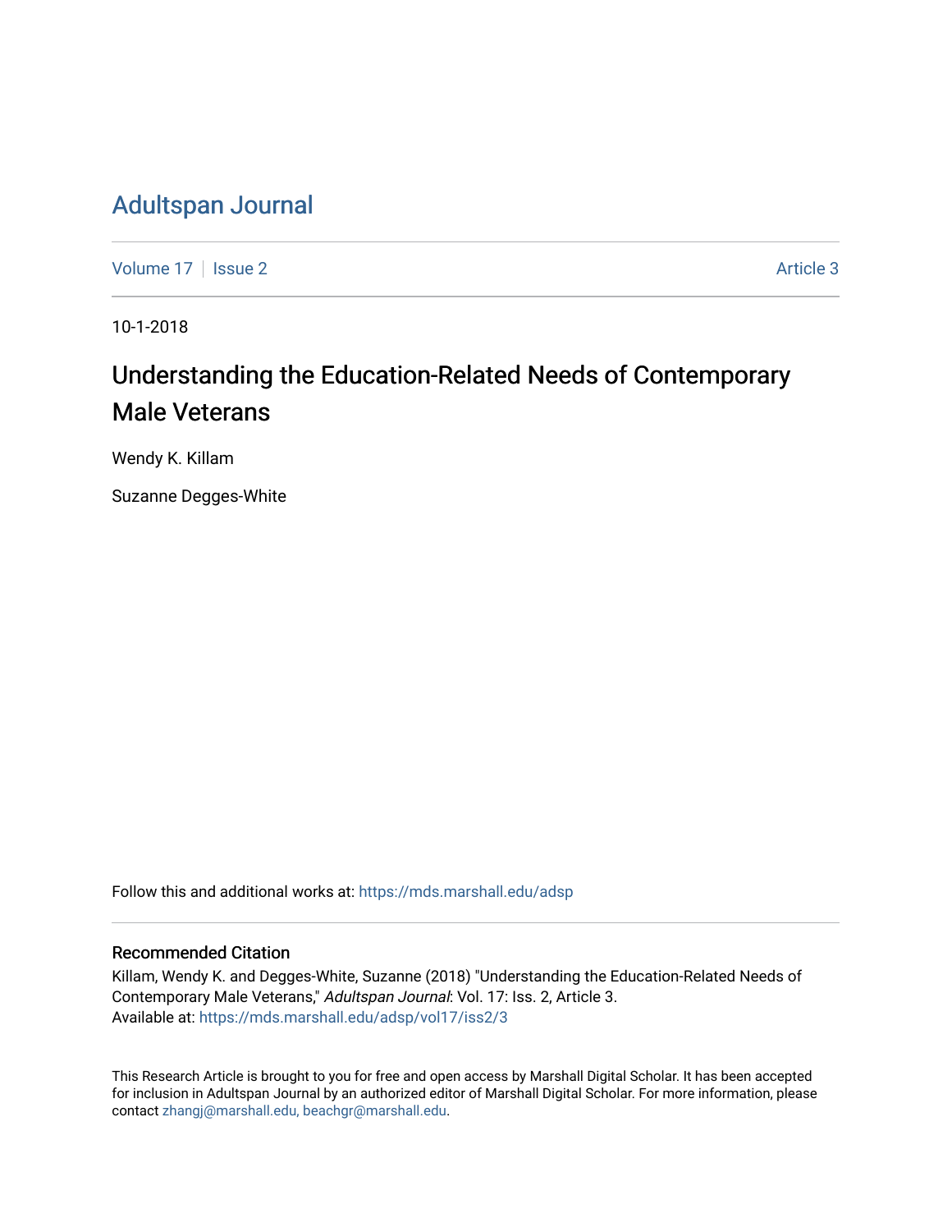# Adultspan Journal

Volume 17 | Issue 2 | Article 3

10-1-2018

## Understanding the Education-Related Needs of Contemporary Male Veterans

Wendy K. Killam

Suzanne Degges-White

Follow this and additional works at: https://mds.marshall.edu/adsp

### Recommended Citation

Killam, Wendy K. and Degges-White, Suzanne (2018) "Understanding the Education-Related Needs of Contemporary Male Veterans," *Adultspan Journal*: Vol. 17: Iss. 2, Article 3.
Available at: https://mds.marshall.edu/adsp/vol17/iss2/3

This Research Article is brought to you for free and open access by Marshall Digital Scholar. It has been accepted for inclusion in Adultspan Journal by an authorized editor of Marshall Digital Scholar. For more information, please contact zhangj@marshall.edu, beachgr@marshall.edu.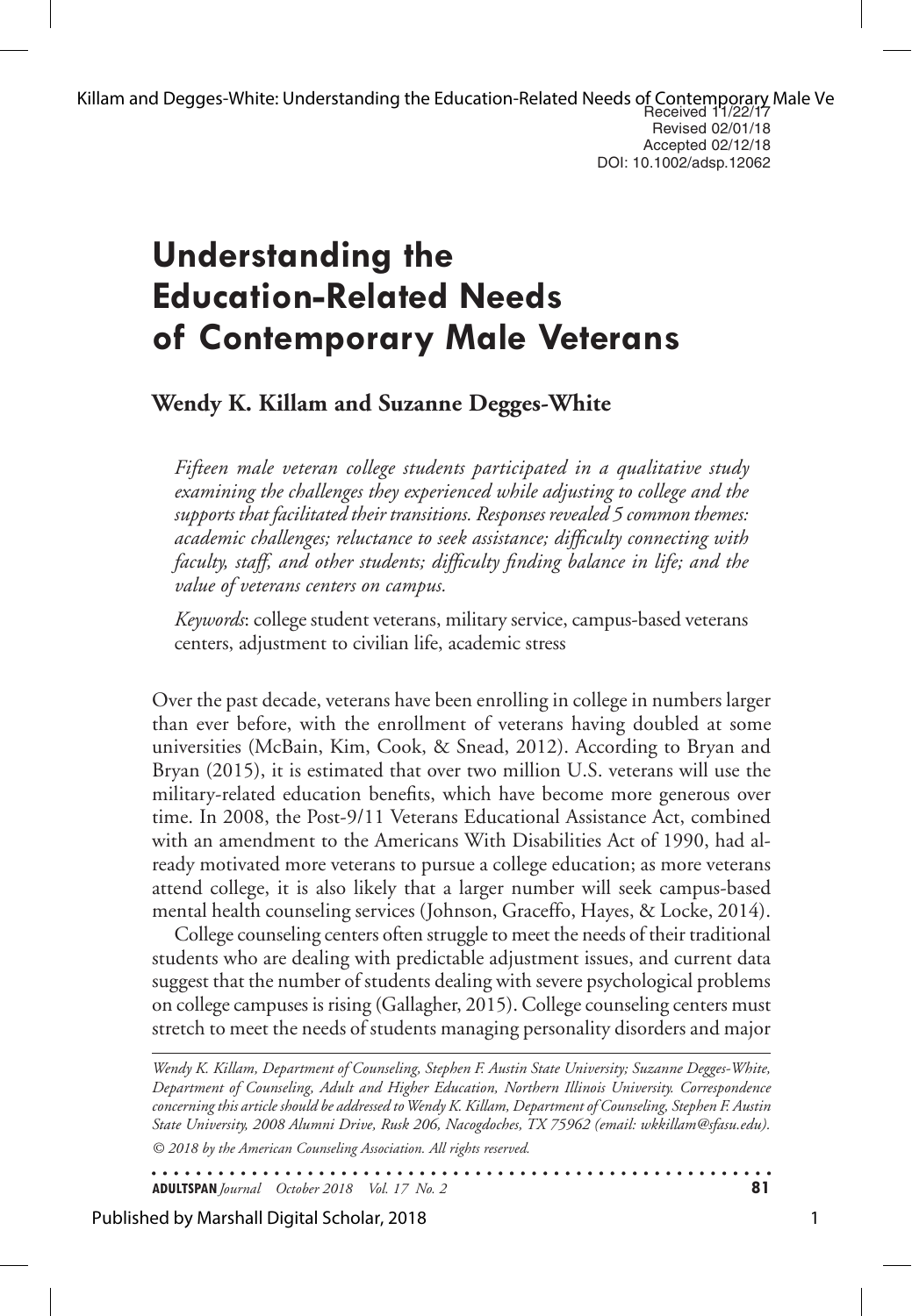Received 11/22/17
Revised 02/01/18
Accepted 02/12/18
DOI: 10.1002/adsp.12062

# Understanding the Education-Related Needs of Contemporary Male Veterans

**Wendy K. Killam and Suzanne Degges-White**

*Fifteen male veteran college students participated in a qualitative study examining the challenges they experienced while adjusting to college and the supports that facilitated their transitions. Responses revealed 5 common themes: academic challenges; reluctance to seek assistance; difficulty connecting with faculty, staff, and other students; difficulty finding balance in life; and the value of veterans centers on campus.*

*Keywords*: college student veterans, military service, campus-based veterans centers, adjustment to civilian life, academic stress

Over the past decade, veterans have been enrolling in college in numbers larger than ever before, with the enrollment of veterans having doubled at some universities (McBain, Kim, Cook, & Snead, 2012). According to Bryan and Bryan (2015), it is estimated that over two million U.S. veterans will use the military-related education benefits, which have become more generous over time. In 2008, the Post-9/11 Veterans Educational Assistance Act, combined with an amendment to the Americans With Disabilities Act of 1990, had already motivated more veterans to pursue a college education; as more veterans attend college, it is also likely that a larger number will seek campus-based mental health counseling services (Johnson, Graceffo, Hayes, & Locke, 2014).

College counseling centers often struggle to meet the needs of their traditional students who are dealing with predictable adjustment issues, and current data suggest that the number of students dealing with severe psychological problems on college campuses is rising (Gallagher, 2015). College counseling centers must stretch to meet the needs of students managing personality disorders and major

*Wendy K. Killam, Department of Counseling, Stephen F. Austin State University; Suzanne Degges-White, Department of Counseling, Adult and Higher Education, Northern Illinois University. Correspondence concerning this article should be addressed to Wendy K. Killam, Department of Counseling, Stephen F. Austin State University, 2008 Alumni Drive, Rusk 206, Nacogdoches, TX 75962 (email: wkkillam@sfasu.edu).*

*© 2018 by the American Counseling Association. All rights reserved.*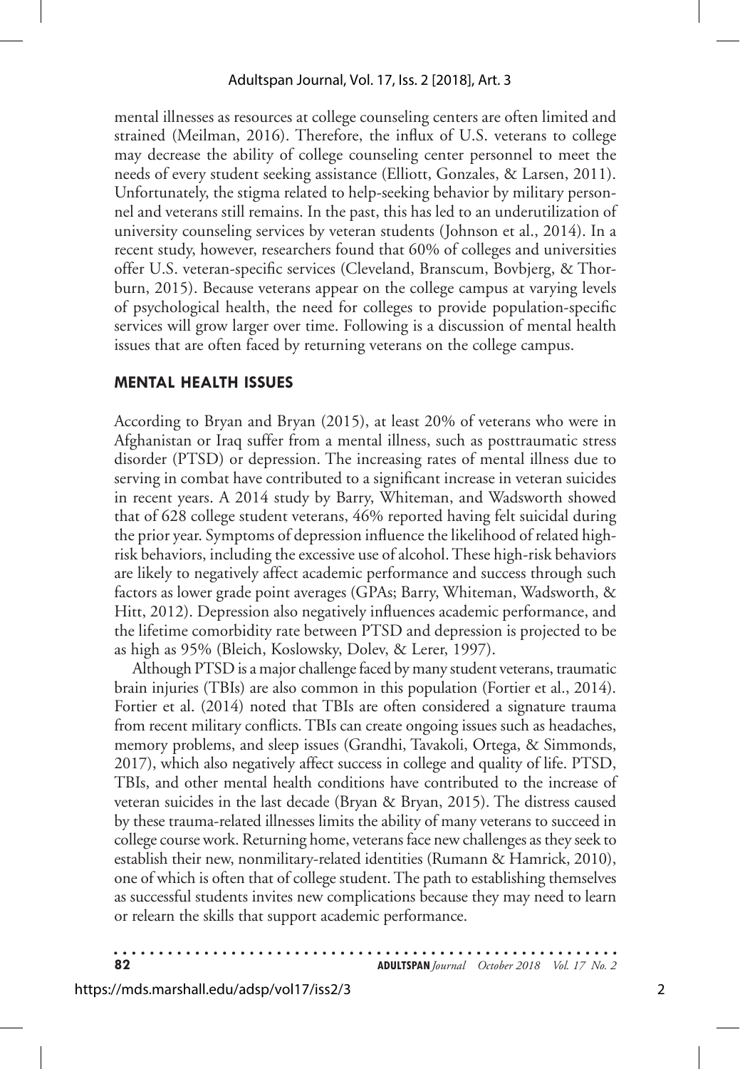mental illnesses as resources at college counseling centers are often limited and strained (Meilman, 2016). Therefore, the influx of U.S. veterans to college may decrease the ability of college counseling center personnel to meet the needs of every student seeking assistance (Elliott, Gonzales, & Larsen, 2011). Unfortunately, the stigma related to help-seeking behavior by military personnel and veterans still remains. In the past, this has led to an underutilization of university counseling services by veteran students (Johnson et al., 2014). In a recent study, however, researchers found that 60% of colleges and universities offer U.S. veteran-specific services (Cleveland, Branscum, Bovbjerg, & Thorburn, 2015). Because veterans appear on the college campus at varying levels of psychological health, the need for colleges to provide population-specific services will grow larger over time. Following is a discussion of mental health issues that are often faced by returning veterans on the college campus.

## MENTAL HEALTH ISSUES

According to Bryan and Bryan (2015), at least 20% of veterans who were in Afghanistan or Iraq suffer from a mental illness, such as posttraumatic stress disorder (PTSD) or depression. The increasing rates of mental illness due to serving in combat have contributed to a significant increase in veteran suicides in recent years. A 2014 study by Barry, Whiteman, and Wadsworth showed that of 628 college student veterans, 46% reported having felt suicidal during the prior year. Symptoms of depression influence the likelihood of related high-risk behaviors, including the excessive use of alcohol. These high-risk behaviors are likely to negatively affect academic performance and success through such factors as lower grade point averages (GPAs; Barry, Whiteman, Wadsworth, & Hitt, 2012). Depression also negatively influences academic performance, and the lifetime comorbidity rate between PTSD and depression is projected to be as high as 95% (Bleich, Koslowsky, Dolev, & Lerer, 1997).

Although PTSD is a major challenge faced by many student veterans, traumatic brain injuries (TBIs) are also common in this population (Fortier et al., 2014). Fortier et al. (2014) noted that TBIs are often considered a signature trauma from recent military conflicts. TBIs can create ongoing issues such as headaches, memory problems, and sleep issues (Grandhi, Tavakoli, Ortega, & Simmonds, 2017), which also negatively affect success in college and quality of life. PTSD, TBIs, and other mental health conditions have contributed to the increase of veteran suicides in the last decade (Bryan & Bryan, 2015). The distress caused by these trauma-related illnesses limits the ability of many veterans to succeed in college course work. Returning home, veterans face new challenges as they seek to establish their new, nonmilitary-related identities (Rumann & Hamrick, 2010), one of which is often that of college student. The path to establishing themselves as successful students invites new complications because they may need to learn or relearn the skills that support academic performance.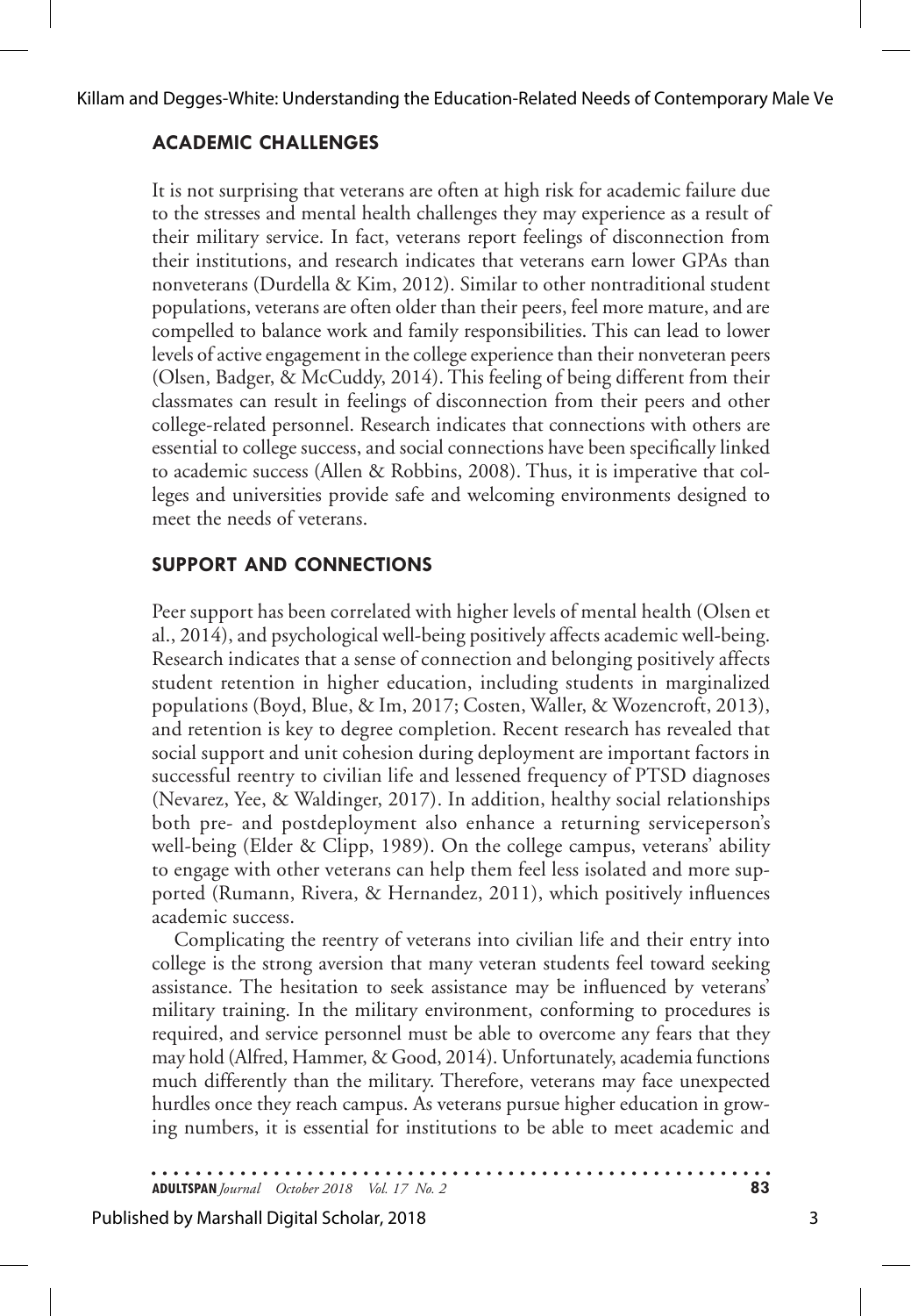## ACADEMIC CHALLENGES

It is not surprising that veterans are often at high risk for academic failure due to the stresses and mental health challenges they may experience as a result of their military service. In fact, veterans report feelings of disconnection from their institutions, and research indicates that veterans earn lower GPAs than nonveterans (Durdella & Kim, 2012). Similar to other nontraditional student populations, veterans are often older than their peers, feel more mature, and are compelled to balance work and family responsibilities. This can lead to lower levels of active engagement in the college experience than their nonveteran peers (Olsen, Badger, & McCuddy, 2014). This feeling of being different from their classmates can result in feelings of disconnection from their peers and other college-related personnel. Research indicates that connections with others are essential to college success, and social connections have been specifically linked to academic success (Allen & Robbins, 2008). Thus, it is imperative that colleges and universities provide safe and welcoming environments designed to meet the needs of veterans.

## SUPPORT AND CONNECTIONS

Peer support has been correlated with higher levels of mental health (Olsen et al., 2014), and psychological well-being positively affects academic well-being. Research indicates that a sense of connection and belonging positively affects student retention in higher education, including students in marginalized populations (Boyd, Blue, & Im, 2017; Costen, Waller, & Wozencroft, 2013), and retention is key to degree completion. Recent research has revealed that social support and unit cohesion during deployment are important factors in successful reentry to civilian life and lessened frequency of PTSD diagnoses (Nevarez, Yee, & Waldinger, 2017). In addition, healthy social relationships both pre- and postdeployment also enhance a returning serviceperson's well-being (Elder & Clipp, 1989). On the college campus, veterans' ability to engage with other veterans can help them feel less isolated and more supported (Rumann, Rivera, & Hernandez, 2011), which positively influences academic success.

Complicating the reentry of veterans into civilian life and their entry into college is the strong aversion that many veteran students feel toward seeking assistance. The hesitation to seek assistance may be influenced by veterans' military training. In the military environment, conforming to procedures is required, and service personnel must be able to overcome any fears that they may hold (Alfred, Hammer, & Good, 2014). Unfortunately, academia functions much differently than the military. Therefore, veterans may face unexpected hurdles once they reach campus. As veterans pursue higher education in growing numbers, it is essential for institutions to be able to meet academic and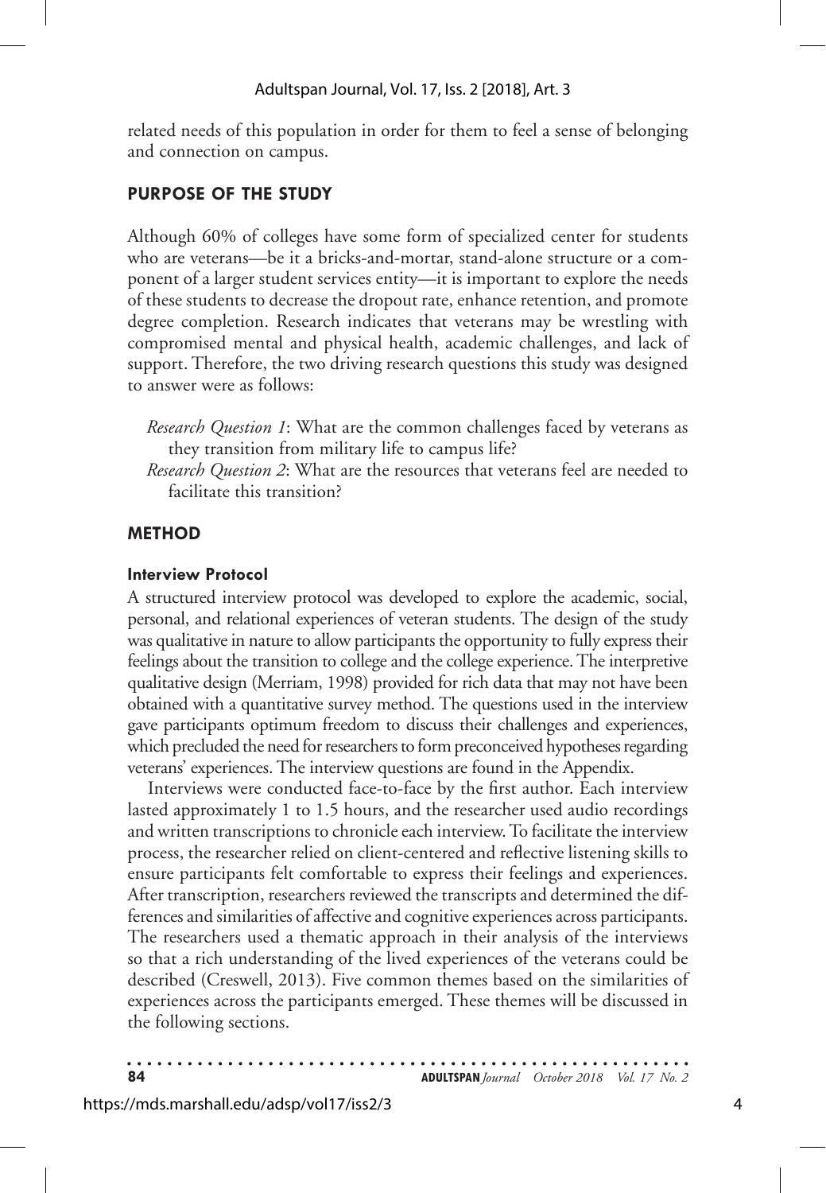related needs of this population in order for them to feel a sense of belonging and connection on campus.

## PURPOSE OF THE STUDY

Although 60% of colleges have some form of specialized center for students who are veterans—be it a bricks-and-mortar, stand-alone structure or a component of a larger student services entity—it is important to explore the needs of these students to decrease the dropout rate, enhance retention, and promote degree completion. Research indicates that veterans may be wrestling with compromised mental and physical health, academic challenges, and lack of support. Therefore, the two driving research questions this study was designed to answer were as follows:

*Research Question 1*: What are the common challenges faced by veterans as they transition from military life to campus life?

*Research Question 2*: What are the resources that veterans feel are needed to facilitate this transition?

## METHOD

### Interview Protocol

A structured interview protocol was developed to explore the academic, social, personal, and relational experiences of veteran students. The design of the study was qualitative in nature to allow participants the opportunity to fully express their feelings about the transition to college and the college experience. The interpretive qualitative design (Merriam, 1998) provided for rich data that may not have been obtained with a quantitative survey method. The questions used in the interview gave participants optimum freedom to discuss their challenges and experiences, which precluded the need for researchers to form preconceived hypotheses regarding veterans' experiences. The interview questions are found in the Appendix.

Interviews were conducted face-to-face by the first author. Each interview lasted approximately 1 to 1.5 hours, and the researcher used audio recordings and written transcriptions to chronicle each interview. To facilitate the interview process, the researcher relied on client-centered and reflective listening skills to ensure participants felt comfortable to express their feelings and experiences. After transcription, researchers reviewed the transcripts and determined the differences and similarities of affective and cognitive experiences across participants. The researchers used a thematic approach in their analysis of the interviews so that a rich understanding of the lived experiences of the veterans could be described (Creswell, 2013). Five common themes based on the similarities of experiences across the participants emerged. These themes will be discussed in the following sections.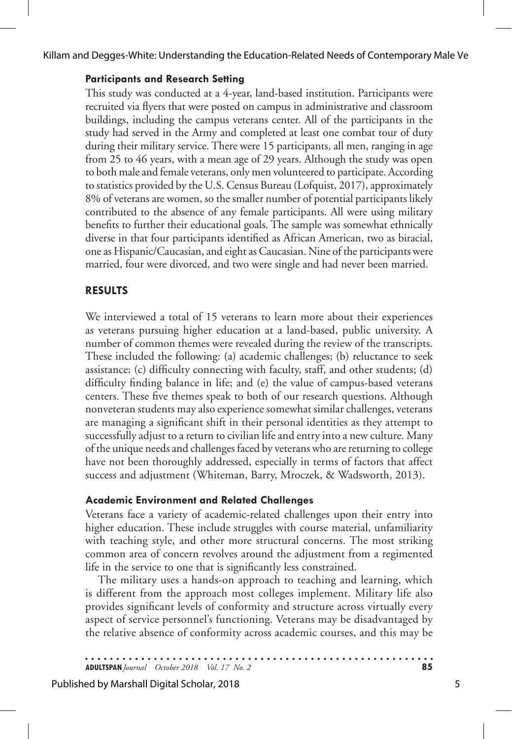### Participants and Research Setting

This study was conducted at a 4-year, land-based institution. Participants were recruited via flyers that were posted on campus in administrative and classroom buildings, including the campus veterans center. All of the participants in the study had served in the Army and completed at least one combat tour of duty during their military service. There were 15 participants, all men, ranging in age from 25 to 46 years, with a mean age of 29 years. Although the study was open to both male and female veterans, only men volunteered to participate. According to statistics provided by the U.S. Census Bureau (Lofquist, 2017), approximately 8% of veterans are women, so the smaller number of potential participants likely contributed to the absence of any female participants. All were using military benefits to further their educational goals. The sample was somewhat ethnically diverse in that four participants identified as African American, two as biracial, one as Hispanic/Caucasian, and eight as Caucasian. Nine of the participants were married, four were divorced, and two were single and had never been married.

## RESULTS

We interviewed a total of 15 veterans to learn more about their experiences as veterans pursuing higher education at a land-based, public university. A number of common themes were revealed during the review of the transcripts. These included the following: (a) academic challenges; (b) reluctance to seek assistance; (c) difficulty connecting with faculty, staff, and other students; (d) difficulty finding balance in life; and (e) the value of campus-based veterans centers. These five themes speak to both of our research questions. Although nonveteran students may also experience somewhat similar challenges, veterans are managing a significant shift in their personal identities as they attempt to successfully adjust to a return to civilian life and entry into a new culture. Many of the unique needs and challenges faced by veterans who are returning to college have not been thoroughly addressed, especially in terms of factors that affect success and adjustment (Whiteman, Barry, Mroczek, & Wadsworth, 2013).

### Academic Environment and Related Challenges

Veterans face a variety of academic-related challenges upon their entry into higher education. These include struggles with course material, unfamiliarity with teaching style, and other more structural concerns. The most striking common area of concern revolves around the adjustment from a regimented life in the service to one that is significantly less constrained.

The military uses a hands-on approach to teaching and learning, which is different from the approach most colleges implement. Military life also provides significant levels of conformity and structure across virtually every aspect of service personnel's functioning. Veterans may be disadvantaged by the relative absence of conformity across academic courses, and this may be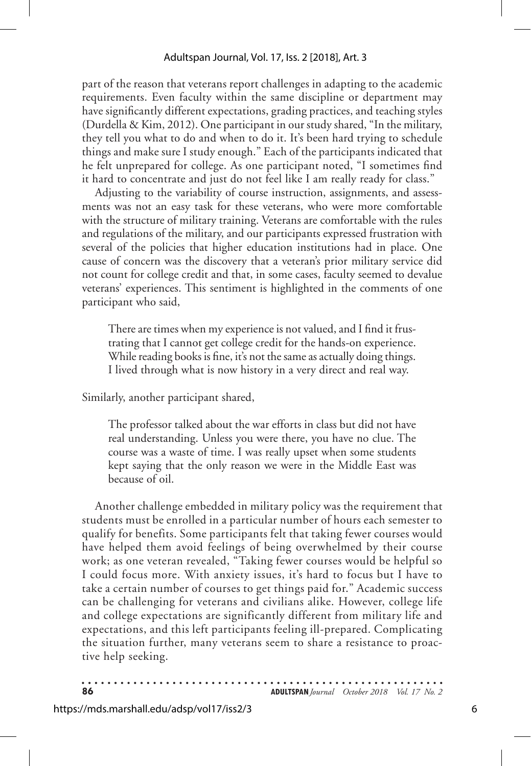part of the reason that veterans report challenges in adapting to the academic requirements. Even faculty within the same discipline or department may have significantly different expectations, grading practices, and teaching styles (Durdella & Kim, 2012). One participant in our study shared, "In the military, they tell you what to do and when to do it. It's been hard trying to schedule things and make sure I study enough." Each of the participants indicated that he felt unprepared for college. As one participant noted, "I sometimes find it hard to concentrate and just do not feel like I am really ready for class."

Adjusting to the variability of course instruction, assignments, and assessments was not an easy task for these veterans, who were more comfortable with the structure of military training. Veterans are comfortable with the rules and regulations of the military, and our participants expressed frustration with several of the policies that higher education institutions had in place. One cause of concern was the discovery that a veteran's prior military service did not count for college credit and that, in some cases, faculty seemed to devalue veterans' experiences. This sentiment is highlighted in the comments of one participant who said,

> There are times when my experience is not valued, and I find it frustrating that I cannot get college credit for the hands-on experience. While reading books is fine, it's not the same as actually doing things. I lived through what is now history in a very direct and real way.

Similarly, another participant shared,

> The professor talked about the war efforts in class but did not have real understanding. Unless you were there, you have no clue. The course was a waste of time. I was really upset when some students kept saying that the only reason we were in the Middle East was because of oil.

Another challenge embedded in military policy was the requirement that students must be enrolled in a particular number of hours each semester to qualify for benefits. Some participants felt that taking fewer courses would have helped them avoid feelings of being overwhelmed by their course work; as one veteran revealed, "Taking fewer courses would be helpful so I could focus more. With anxiety issues, it's hard to focus but I have to take a certain number of courses to get things paid for." Academic success can be challenging for veterans and civilians alike. However, college life and college expectations are significantly different from military life and expectations, and this left participants feeling ill-prepared. Complicating the situation further, many veterans seem to share a resistance to proactive help seeking.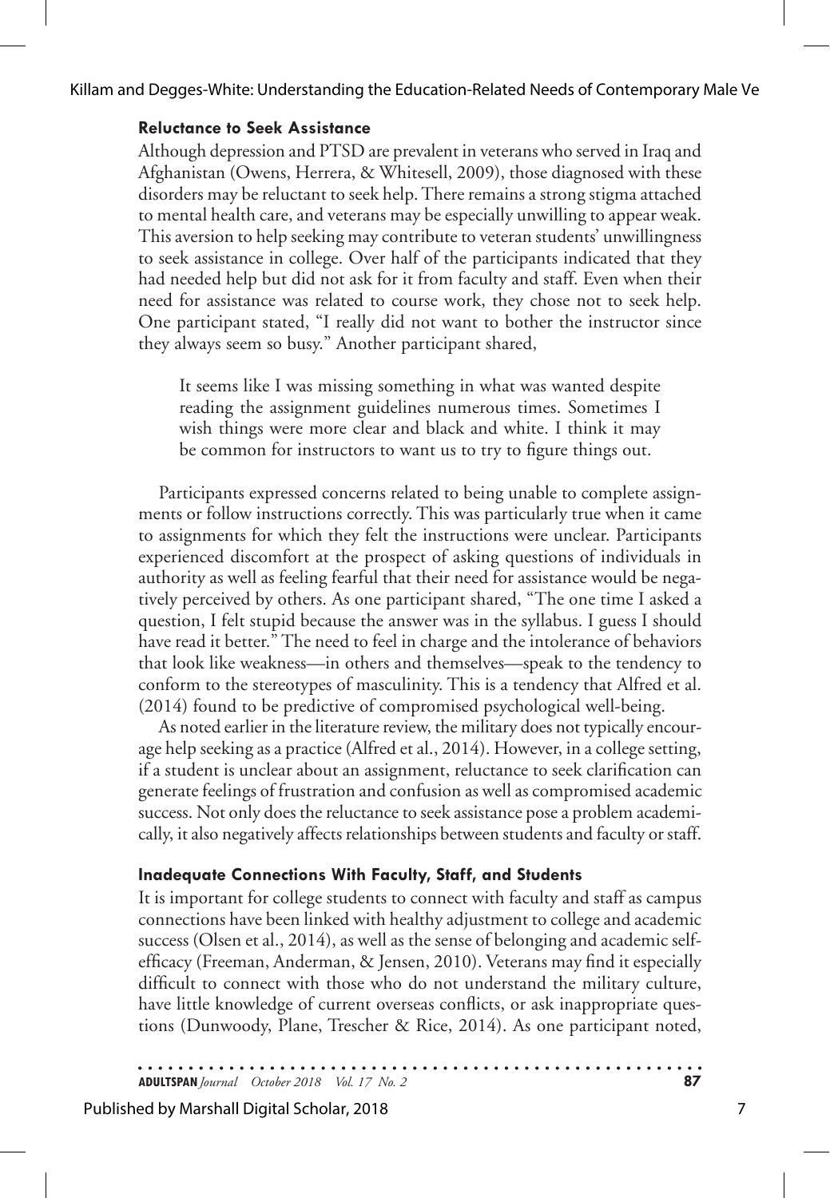### Reluctance to Seek Assistance

Although depression and PTSD are prevalent in veterans who served in Iraq and Afghanistan (Owens, Herrera, & Whitesell, 2009), those diagnosed with these disorders may be reluctant to seek help. There remains a strong stigma attached to mental health care, and veterans may be especially unwilling to appear weak. This aversion to help seeking may contribute to veteran students' unwillingness to seek assistance in college. Over half of the participants indicated that they had needed help but did not ask for it from faculty and staff. Even when their need for assistance was related to course work, they chose not to seek help. One participant stated, "I really did not want to bother the instructor since they always seem so busy." Another participant shared,

> It seems like I was missing something in what was wanted despite reading the assignment guidelines numerous times. Sometimes I wish things were more clear and black and white. I think it may be common for instructors to want us to try to figure things out.

Participants expressed concerns related to being unable to complete assignments or follow instructions correctly. This was particularly true when it came to assignments for which they felt the instructions were unclear. Participants experienced discomfort at the prospect of asking questions of individuals in authority as well as feeling fearful that their need for assistance would be negatively perceived by others. As one participant shared, "The one time I asked a question, I felt stupid because the answer was in the syllabus. I guess I should have read it better." The need to feel in charge and the intolerance of behaviors that look like weakness—in others and themselves—speak to the tendency to conform to the stereotypes of masculinity. This is a tendency that Alfred et al. (2014) found to be predictive of compromised psychological well-being.

As noted earlier in the literature review, the military does not typically encourage help seeking as a practice (Alfred et al., 2014). However, in a college setting, if a student is unclear about an assignment, reluctance to seek clarification can generate feelings of frustration and confusion as well as compromised academic success. Not only does the reluctance to seek assistance pose a problem academically, it also negatively affects relationships between students and faculty or staff.

### Inadequate Connections With Faculty, Staff, and Students

It is important for college students to connect with faculty and staff as campus connections have been linked with healthy adjustment to college and academic success (Olsen et al., 2014), as well as the sense of belonging and academic self-efficacy (Freeman, Anderman, & Jensen, 2010). Veterans may find it especially difficult to connect with those who do not understand the military culture, have little knowledge of current overseas conflicts, or ask inappropriate questions (Dunwoody, Plane, Trescher & Rice, 2014). As one participant noted,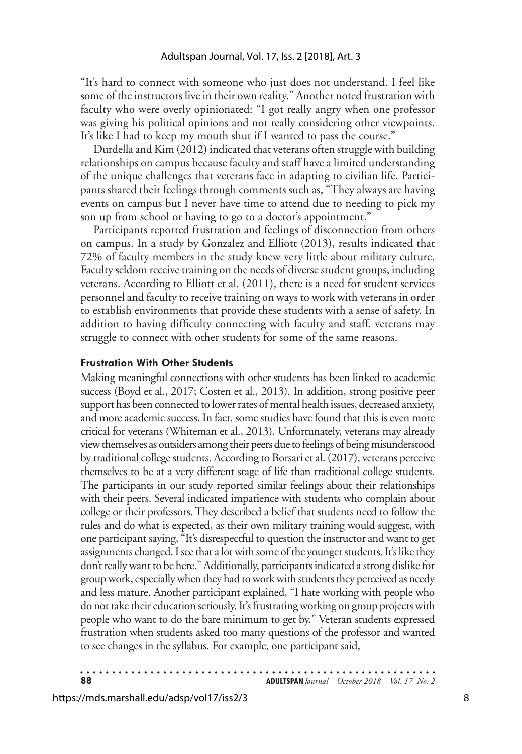"It's hard to connect with someone who just does not understand. I feel like some of the instructors live in their own reality." Another noted frustration with faculty who were overly opinionated: "I got really angry when one professor was giving his political opinions and not really considering other viewpoints. It's like I had to keep my mouth shut if I wanted to pass the course."

Durdella and Kim (2012) indicated that veterans often struggle with building relationships on campus because faculty and staff have a limited understanding of the unique challenges that veterans face in adapting to civilian life. Participants shared their feelings through comments such as, "They always are having events on campus but I never have time to attend due to needing to pick my son up from school or having to go to a doctor's appointment."

Participants reported frustration and feelings of disconnection from others on campus. In a study by Gonzalez and Elliott (2013), results indicated that 72% of faculty members in the study knew very little about military culture. Faculty seldom receive training on the needs of diverse student groups, including veterans. According to Elliott et al. (2011), there is a need for student services personnel and faculty to receive training on ways to work with veterans in order to establish environments that provide these students with a sense of safety. In addition to having difficulty connecting with faculty and staff, veterans may struggle to connect with other students for some of the same reasons.

### Frustration With Other Students

Making meaningful connections with other students has been linked to academic success (Boyd et al., 2017; Costen et al., 2013). In addition, strong positive peer support has been connected to lower rates of mental health issues, decreased anxiety, and more academic success. In fact, some studies have found that this is even more critical for veterans (Whiteman et al., 2013). Unfortunately, veterans may already view themselves as outsiders among their peers due to feelings of being misunderstood by traditional college students. According to Borsari et al. (2017), veterans perceive themselves to be at a very different stage of life than traditional college students. The participants in our study reported similar feelings about their relationships with their peers. Several indicated impatience with students who complain about college or their professors. They described a belief that students need to follow the rules and do what is expected, as their own military training would suggest, with one participant saying, "It's disrespectful to question the instructor and want to get assignments changed. I see that a lot with some of the younger students. It's like they don't really want to be here." Additionally, participants indicated a strong dislike for group work, especially when they had to work with students they perceived as needy and less mature. Another participant explained, "I hate working with people who do not take their education seriously. It's frustrating working on group projects with people who want to do the bare minimum to get by." Veteran students expressed frustration when students asked too many questions of the professor and wanted to see changes in the syllabus. For example, one participant said,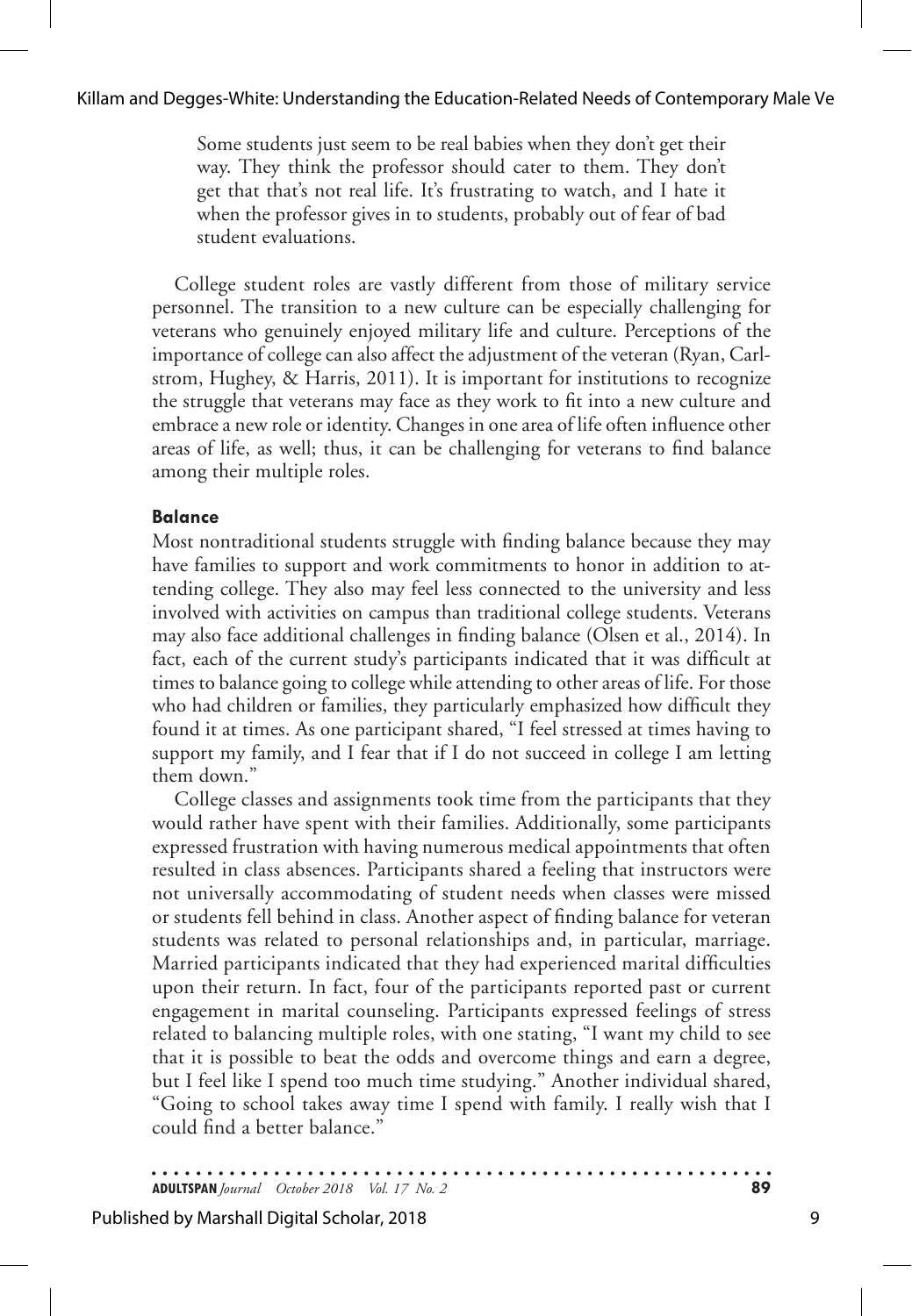> Some students just seem to be real babies when they don't get their way. They think the professor should cater to them. They don't get that that's not real life. It's frustrating to watch, and I hate it when the professor gives in to students, probably out of fear of bad student evaluations.

College student roles are vastly different from those of military service personnel. The transition to a new culture can be especially challenging for veterans who genuinely enjoyed military life and culture. Perceptions of the importance of college can also affect the adjustment of the veteran (Ryan, Carlstrom, Hughey, & Harris, 2011). It is important for institutions to recognize the struggle that veterans may face as they work to fit into a new culture and embrace a new role or identity. Changes in one area of life often influence other areas of life, as well; thus, it can be challenging for veterans to find balance among their multiple roles.

### Balance

Most nontraditional students struggle with finding balance because they may have families to support and work commitments to honor in addition to attending college. They also may feel less connected to the university and less involved with activities on campus than traditional college students. Veterans may also face additional challenges in finding balance (Olsen et al., 2014). In fact, each of the current study's participants indicated that it was difficult at times to balance going to college while attending to other areas of life. For those who had children or families, they particularly emphasized how difficult they found it at times. As one participant shared, "I feel stressed at times having to support my family, and I fear that if I do not succeed in college I am letting them down."

College classes and assignments took time from the participants that they would rather have spent with their families. Additionally, some participants expressed frustration with having numerous medical appointments that often resulted in class absences. Participants shared a feeling that instructors were not universally accommodating of student needs when classes were missed or students fell behind in class. Another aspect of finding balance for veteran students was related to personal relationships and, in particular, marriage. Married participants indicated that they had experienced marital difficulties upon their return. In fact, four of the participants reported past or current engagement in marital counseling. Participants expressed feelings of stress related to balancing multiple roles, with one stating, "I want my child to see that it is possible to beat the odds and overcome things and earn a degree, but I feel like I spend too much time studying." Another individual shared, "Going to school takes away time I spend with family. I really wish that I could find a better balance."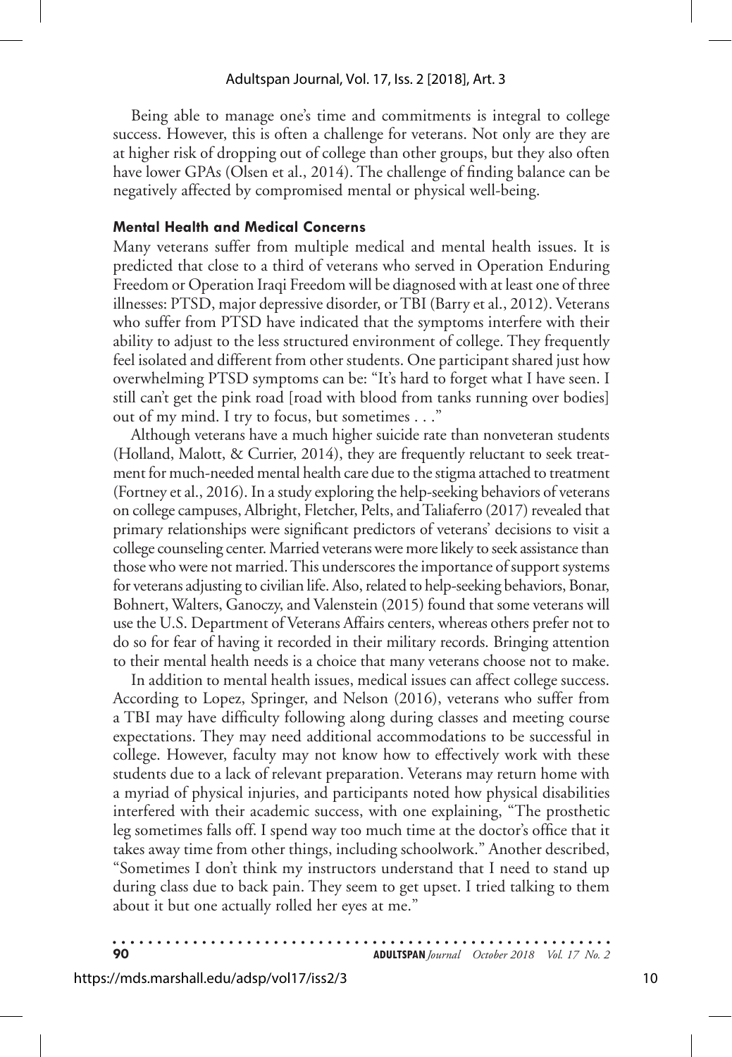Being able to manage one's time and commitments is integral to college success. However, this is often a challenge for veterans. Not only are they are at higher risk of dropping out of college than other groups, but they also often have lower GPAs (Olsen et al., 2014). The challenge of finding balance can be negatively affected by compromised mental or physical well-being.

### Mental Health and Medical Concerns

Many veterans suffer from multiple medical and mental health issues. It is predicted that close to a third of veterans who served in Operation Enduring Freedom or Operation Iraqi Freedom will be diagnosed with at least one of three illnesses: PTSD, major depressive disorder, or TBI (Barry et al., 2012). Veterans who suffer from PTSD have indicated that the symptoms interfere with their ability to adjust to the less structured environment of college. They frequently feel isolated and different from other students. One participant shared just how overwhelming PTSD symptoms can be: "It's hard to forget what I have seen. I still can't get the pink road [road with blood from tanks running over bodies] out of my mind. I try to focus, but sometimes . . ."

Although veterans have a much higher suicide rate than nonveteran students (Holland, Malott, & Currier, 2014), they are frequently reluctant to seek treatment for much-needed mental health care due to the stigma attached to treatment (Fortney et al., 2016). In a study exploring the help-seeking behaviors of veterans on college campuses, Albright, Fletcher, Pelts, and Taliaferro (2017) revealed that primary relationships were significant predictors of veterans' decisions to visit a college counseling center. Married veterans were more likely to seek assistance than those who were not married. This underscores the importance of support systems for veterans adjusting to civilian life. Also, related to help-seeking behaviors, Bonar, Bohnert, Walters, Ganoczy, and Valenstein (2015) found that some veterans will use the U.S. Department of Veterans Affairs centers, whereas others prefer not to do so for fear of having it recorded in their military records. Bringing attention to their mental health needs is a choice that many veterans choose not to make.

In addition to mental health issues, medical issues can affect college success. According to Lopez, Springer, and Nelson (2016), veterans who suffer from a TBI may have difficulty following along during classes and meeting course expectations. They may need additional accommodations to be successful in college. However, faculty may not know how to effectively work with these students due to a lack of relevant preparation. Veterans may return home with a myriad of physical injuries, and participants noted how physical disabilities interfered with their academic success, with one explaining, "The prosthetic leg sometimes falls off. I spend way too much time at the doctor's office that it takes away time from other things, including schoolwork." Another described, "Sometimes I don't think my instructors understand that I need to stand up during class due to back pain. They seem to get upset. I tried talking to them about it but one actually rolled her eyes at me."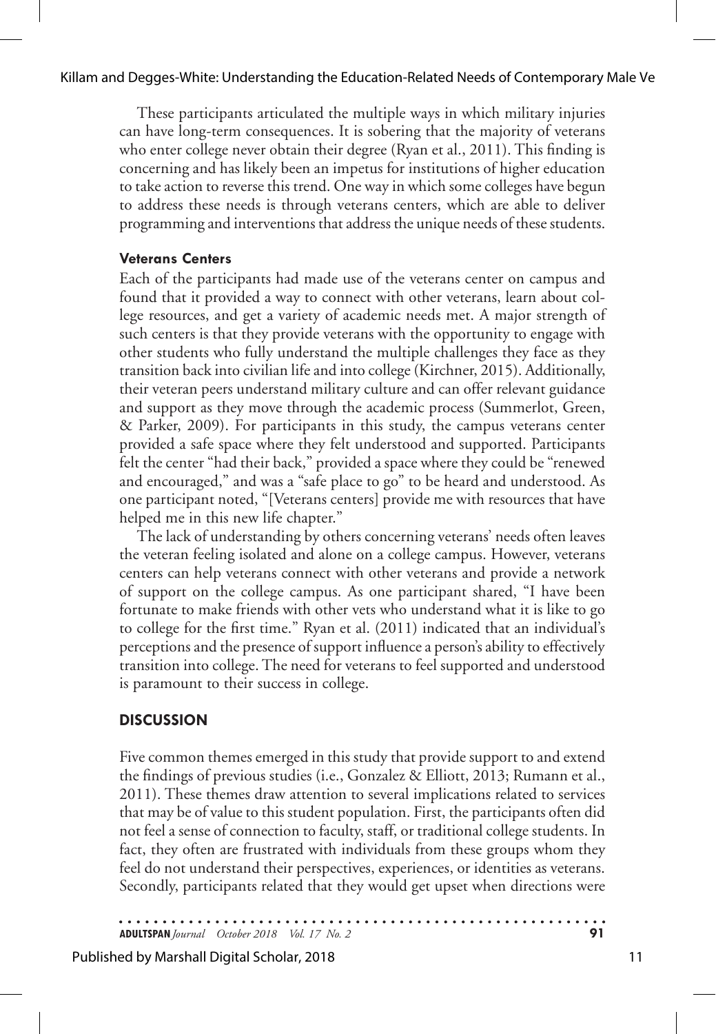These participants articulated the multiple ways in which military injuries can have long-term consequences. It is sobering that the majority of veterans who enter college never obtain their degree (Ryan et al., 2011). This finding is concerning and has likely been an impetus for institutions of higher education to take action to reverse this trend. One way in which some colleges have begun to address these needs is through veterans centers, which are able to deliver programming and interventions that address the unique needs of these students.

#### Veterans Centers

Each of the participants had made use of the veterans center on campus and found that it provided a way to connect with other veterans, learn about college resources, and get a variety of academic needs met. A major strength of such centers is that they provide veterans with the opportunity to engage with other students who fully understand the multiple challenges they face as they transition back into civilian life and into college (Kirchner, 2015). Additionally, their veteran peers understand military culture and can offer relevant guidance and support as they move through the academic process (Summerlot, Green, & Parker, 2009). For participants in this study, the campus veterans center provided a safe space where they felt understood and supported. Participants felt the center "had their back," provided a space where they could be "renewed and encouraged," and was a "safe place to go" to be heard and understood. As one participant noted, "[Veterans centers] provide me with resources that have helped me in this new life chapter."

The lack of understanding by others concerning veterans' needs often leaves the veteran feeling isolated and alone on a college campus. However, veterans centers can help veterans connect with other veterans and provide a network of support on the college campus. As one participant shared, "I have been fortunate to make friends with other vets who understand what it is like to go to college for the first time." Ryan et al. (2011) indicated that an individual's perceptions and the presence of support influence a person's ability to effectively transition into college. The need for veterans to feel supported and understood is paramount to their success in college.

### DISCUSSION

Five common themes emerged in this study that provide support to and extend the findings of previous studies (i.e., Gonzalez & Elliott, 2013; Rumann et al., 2011). These themes draw attention to several implications related to services that may be of value to this student population. First, the participants often did not feel a sense of connection to faculty, staff, or traditional college students. In fact, they often are frustrated with individuals from these groups whom they feel do not understand their perspectives, experiences, or identities as veterans. Secondly, participants related that they would get upset when directions were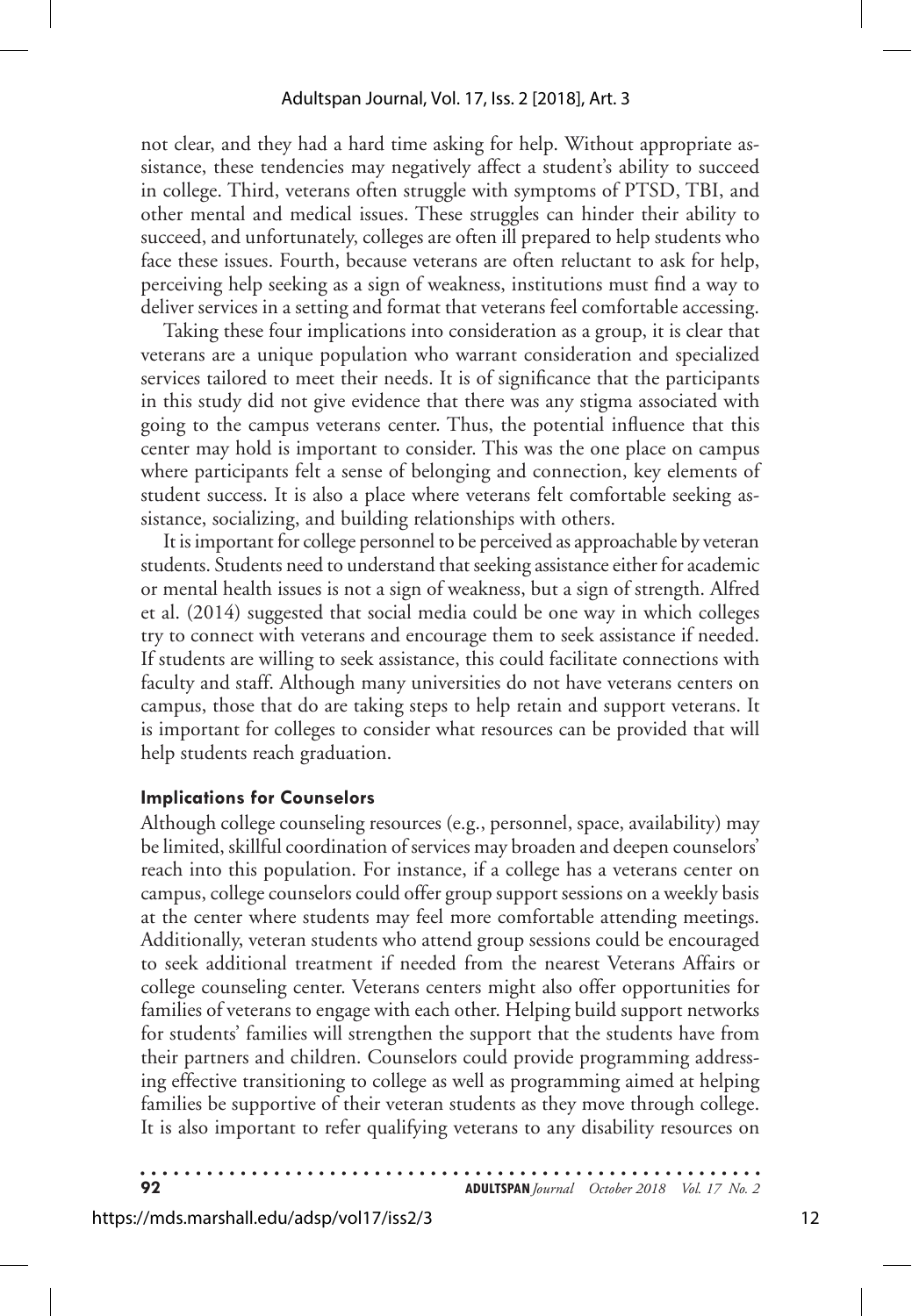not clear, and they had a hard time asking for help. Without appropriate assistance, these tendencies may negatively affect a student's ability to succeed in college. Third, veterans often struggle with symptoms of PTSD, TBI, and other mental and medical issues. These struggles can hinder their ability to succeed, and unfortunately, colleges are often ill prepared to help students who face these issues. Fourth, because veterans are often reluctant to ask for help, perceiving help seeking as a sign of weakness, institutions must find a way to deliver services in a setting and format that veterans feel comfortable accessing.

Taking these four implications into consideration as a group, it is clear that veterans are a unique population who warrant consideration and specialized services tailored to meet their needs. It is of significance that the participants in this study did not give evidence that there was any stigma associated with going to the campus veterans center. Thus, the potential influence that this center may hold is important to consider. This was the one place on campus where participants felt a sense of belonging and connection, key elements of student success. It is also a place where veterans felt comfortable seeking assistance, socializing, and building relationships with others.

It is important for college personnel to be perceived as approachable by veteran students. Students need to understand that seeking assistance either for academic or mental health issues is not a sign of weakness, but a sign of strength. Alfred et al. (2014) suggested that social media could be one way in which colleges try to connect with veterans and encourage them to seek assistance if needed. If students are willing to seek assistance, this could facilitate connections with faculty and staff. Although many universities do not have veterans centers on campus, those that do are taking steps to help retain and support veterans. It is important for colleges to consider what resources can be provided that will help students reach graduation.

### Implications for Counselors

Although college counseling resources (e.g., personnel, space, availability) may be limited, skillful coordination of services may broaden and deepen counselors' reach into this population. For instance, if a college has a veterans center on campus, college counselors could offer group support sessions on a weekly basis at the center where students may feel more comfortable attending meetings. Additionally, veteran students who attend group sessions could be encouraged to seek additional treatment if needed from the nearest Veterans Affairs or college counseling center. Veterans centers might also offer opportunities for families of veterans to engage with each other. Helping build support networks for students' families will strengthen the support that the students have from their partners and children. Counselors could provide programming addressing effective transitioning to college as well as programming aimed at helping families be supportive of their veteran students as they move through college. It is also important to refer qualifying veterans to any disability resources on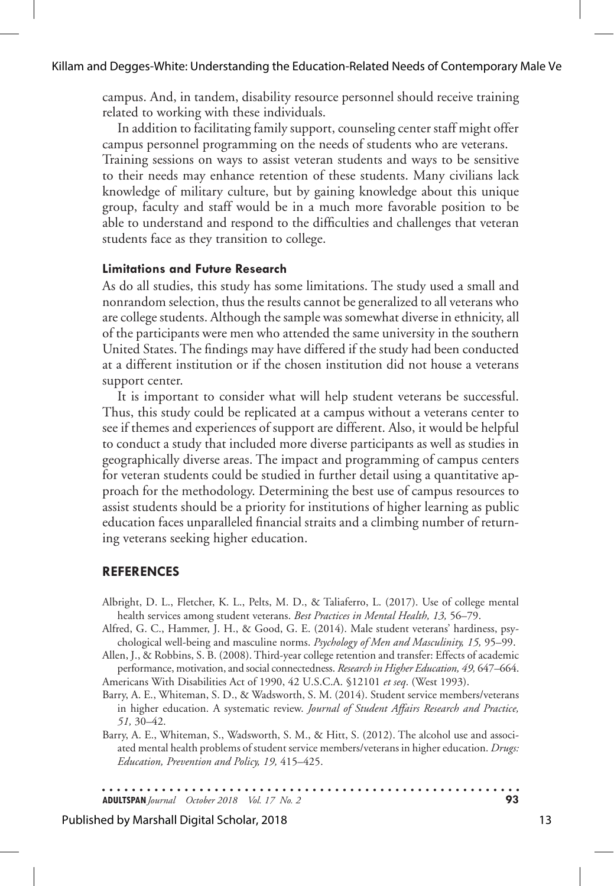campus. And, in tandem, disability resource personnel should receive training related to working with these individuals.

In addition to facilitating family support, counseling center staff might offer campus personnel programming on the needs of students who are veterans. Training sessions on ways to assist veteran students and ways to be sensitive to their needs may enhance retention of these students. Many civilians lack knowledge of military culture, but by gaining knowledge about this unique group, faculty and staff would be in a much more favorable position to be able to understand and respond to the difficulties and challenges that veteran students face as they transition to college.

### Limitations and Future Research

As do all studies, this study has some limitations. The study used a small and nonrandom selection, thus the results cannot be generalized to all veterans who are college students. Although the sample was somewhat diverse in ethnicity, all of the participants were men who attended the same university in the southern United States. The findings may have differed if the study had been conducted at a different institution or if the chosen institution did not house a veterans support center.

It is important to consider what will help student veterans be successful. Thus, this study could be replicated at a campus without a veterans center to see if themes and experiences of support are different. Also, it would be helpful to conduct a study that included more diverse participants as well as studies in geographically diverse areas. The impact and programming of campus centers for veteran students could be studied in further detail using a quantitative approach for the methodology. Determining the best use of campus resources to assist students should be a priority for institutions of higher learning as public education faces unparalleled financial straits and a climbing number of returning veterans seeking higher education.

## REFERENCES

Albright, D. L., Fletcher, K. L., Pelts, M. D., & Taliaferro, L. (2017). Use of college mental health services among student veterans. *Best Practices in Mental Health, 13,* 56–79.

Alfred, G. C., Hammer, J. H., & Good, G. E. (2014). Male student veterans' hardiness, psychological well-being and masculine norms. *Psychology of Men and Masculinity, 15,* 95–99.

Allen, J., & Robbins, S. B. (2008). Third-year college retention and transfer: Effects of academic performance, motivation, and social connectedness. *Research in Higher Education, 49,* 647–664.

Americans With Disabilities Act of 1990, 42 U.S.C.A. §12101 *et seq*. (West 1993).

Barry, A. E., Whiteman, S. D., & Wadsworth, S. M. (2014). Student service members/veterans in higher education. A systematic review. *Journal of Student Affairs Research and Practice, 51,* 30–42.

Barry, A. E., Whiteman, S., Wadsworth, S. M., & Hitt, S. (2012). The alcohol use and associated mental health problems of student service members/veterans in higher education. *Drugs: Education, Prevention and Policy, 19,* 415–425.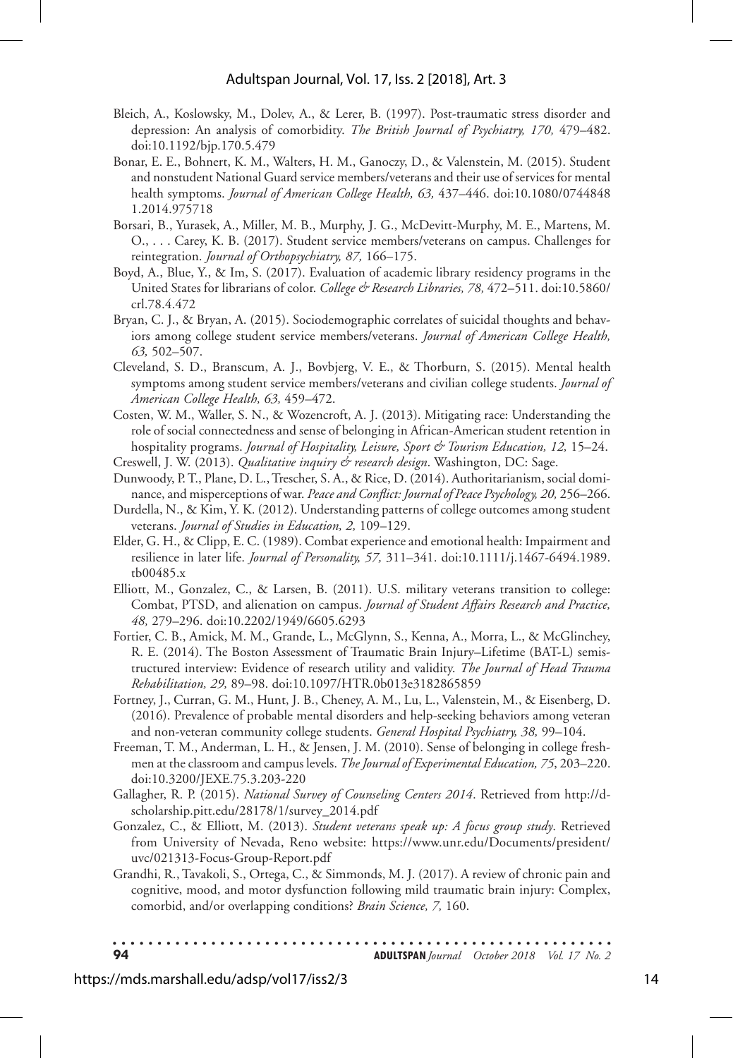Bleich, A., Koslowsky, M., Dolev, A., & Lerer, B. (1997). Post-traumatic stress disorder and depression: An analysis of comorbidity. *The British Journal of Psychiatry, 170,* 479–482. doi:10.1192/bjp.170.5.479

Bonar, E. E., Bohnert, K. M., Walters, H. M., Ganoczy, D., & Valenstein, M. (2015). Student and nonstudent National Guard service members/veterans and their use of services for mental health symptoms. *Journal of American College Health, 63,* 437–446. doi:10.1080/07448481.2014.975718

Borsari, B., Yurasek, A., Miller, M. B., Murphy, J. G., McDevitt-Murphy, M. E., Martens, M. O., . . . Carey, K. B. (2017). Student service members/veterans on campus. Challenges for reintegration. *Journal of Orthopsychiatry, 87,* 166–175.

Boyd, A., Blue, Y., & Im, S. (2017). Evaluation of academic library residency programs in the United States for librarians of color. *College & Research Libraries, 78,* 472–511. doi:10.5860/crl.78.4.472

Bryan, C. J., & Bryan, A. (2015). Sociodemographic correlates of suicidal thoughts and behaviors among college student service members/veterans. *Journal of American College Health, 63,* 502–507.

Cleveland, S. D., Branscum, A. J., Bovbjerg, V. E., & Thorburn, S. (2015). Mental health symptoms among student service members/veterans and civilian college students. *Journal of American College Health, 63,* 459–472.

Costen, W. M., Waller, S. N., & Wozencroft, A. J. (2013). Mitigating race: Understanding the role of social connectedness and sense of belonging in African-American student retention in hospitality programs. *Journal of Hospitality, Leisure, Sport & Tourism Education, 12,* 15–24.

Creswell, J. W. (2013). *Qualitative inquiry & research design*. Washington, DC: Sage.

Dunwoody, P. T., Plane, D. L., Trescher, S. A., & Rice, D. (2014). Authoritarianism, social dominance, and misperceptions of war. *Peace and Conflict: Journal of Peace Psychology, 20,* 256–266.

Durdella, N., & Kim, Y. K. (2012). Understanding patterns of college outcomes among student veterans. *Journal of Studies in Education, 2,* 109–129.

Elder, G. H., & Clipp, E. C. (1989). Combat experience and emotional health: Impairment and resilience in later life. *Journal of Personality, 57,* 311–341. doi:10.1111/j.1467-6494.1989.tb00485.x

Elliott, M., Gonzalez, C., & Larsen, B. (2011). U.S. military veterans transition to college: Combat, PTSD, and alienation on campus. *Journal of Student Affairs Research and Practice, 48,* 279–296. doi:10.2202/1949/6605.6293

Fortier, C. B., Amick, M. M., Grande, L., McGlynn, S., Kenna, A., Morra, L., & McGlinchey, R. E. (2014). The Boston Assessment of Traumatic Brain Injury–Lifetime (BAT-L) semistructured interview: Evidence of research utility and validity. *The Journal of Head Trauma Rehabilitation, 29,* 89–98. doi:10.1097/HTR.0b013e3182865859

Fortney, J., Curran, G. M., Hunt, J. B., Cheney, A. M., Lu, L., Valenstein, M., & Eisenberg, D. (2016). Prevalence of probable mental disorders and help-seeking behaviors among veteran and non-veteran community college students. *General Hospital Psychiatry, 38,* 99–104.

Freeman, T. M., Anderman, L. H., & Jensen, J. M. (2010). Sense of belonging in college freshmen at the classroom and campus levels. *The Journal of Experimental Education, 75*, 203–220. doi:10.3200/JEXE.75.3.203-220

Gallagher, R. P. (2015). *National Survey of Counseling Centers 2014*. Retrieved from http://d-scholarship.pitt.edu/28178/1/survey_2014.pdf

Gonzalez, C., & Elliott, M. (2013). *Student veterans speak up: A focus group study*. Retrieved from University of Nevada, Reno website: https://www.unr.edu/Documents/president/uvc/021313-Focus-Group-Report.pdf

Grandhi, R., Tavakoli, S., Ortega, C., & Simmonds, M. J. (2017). A review of chronic pain and cognitive, mood, and motor dysfunction following mild traumatic brain injury: Complex, comorbid, and/or overlapping conditions? *Brain Science, 7,* 160.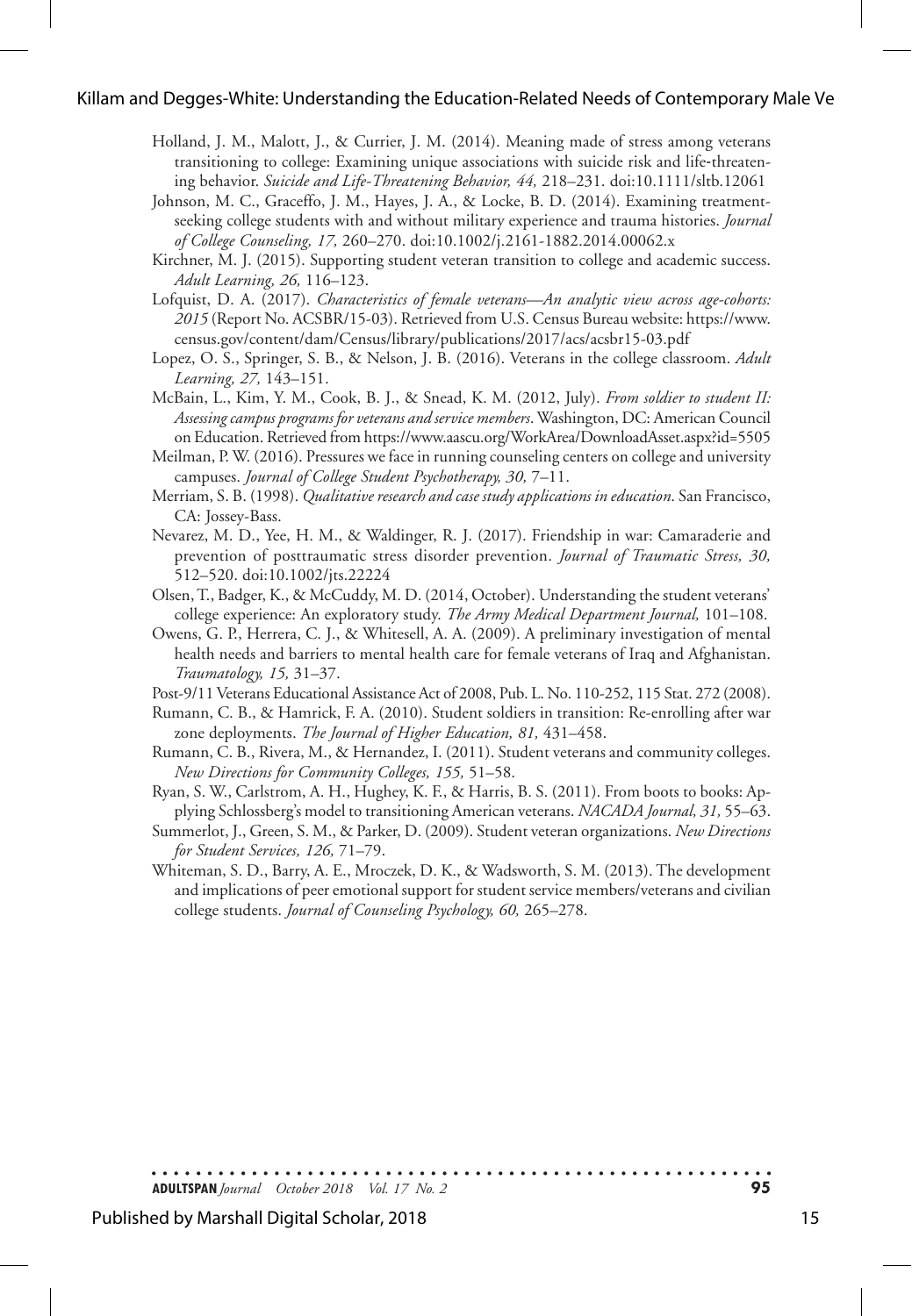Holland, J. M., Malott, J., & Currier, J. M. (2014). Meaning made of stress among veterans transitioning to college: Examining unique associations with suicide risk and life-threatening behavior. *Suicide and Life-Threatening Behavior, 44,* 218–231. doi:10.1111/sltb.12061

Johnson, M. C., Graceffo, J. M., Hayes, J. A., & Locke, B. D. (2014). Examining treatment-seeking college students with and without military experience and trauma histories. *Journal of College Counseling, 17,* 260–270. doi:10.1002/j.2161-1882.2014.00062.x

Kirchner, M. J. (2015). Supporting student veteran transition to college and academic success. *Adult Learning, 26,* 116–123.

Lofquist, D. A. (2017). *Characteristics of female veterans—An analytic view across age-cohorts: 2015* (Report No. ACSBR/15-03). Retrieved from U.S. Census Bureau website: https://www.census.gov/content/dam/Census/library/publications/2017/acs/acsbr15-03.pdf

Lopez, O. S., Springer, S. B., & Nelson, J. B. (2016). Veterans in the college classroom. *Adult Learning, 27,* 143–151.

McBain, L., Kim, Y. M., Cook, B. J., & Snead, K. M. (2012, July). *From soldier to student II: Assessing campus programs for veterans and service members*. Washington, DC: American Council on Education. Retrieved from https://www.aascu.org/WorkArea/DownloadAsset.aspx?id=5505

Meilman, P. W. (2016). Pressures we face in running counseling centers on college and university campuses. *Journal of College Student Psychotherapy, 30,* 7–11.

Merriam, S. B. (1998). *Qualitative research and case study applications in education*. San Francisco, CA: Jossey-Bass.

Nevarez, M. D., Yee, H. M., & Waldinger, R. J. (2017). Friendship in war: Camaraderie and prevention of posttraumatic stress disorder prevention. *Journal of Traumatic Stress, 30,* 512–520. doi:10.1002/jts.22224

Olsen, T., Badger, K., & McCuddy, M. D. (2014, October). Understanding the student veterans' college experience: An exploratory study. *The Army Medical Department Journal,* 101–108.

Owens, G. P., Herrera, C. J., & Whitesell, A. A. (2009). A preliminary investigation of mental health needs and barriers to mental health care for female veterans of Iraq and Afghanistan. *Traumatology, 15,* 31–37.

Post-9/11 Veterans Educational Assistance Act of 2008, Pub. L. No. 110-252, 115 Stat. 272 (2008).

Rumann, C. B., & Hamrick, F. A. (2010). Student soldiers in transition: Re-enrolling after war zone deployments. *The Journal of Higher Education, 81,* 431–458.

Rumann, C. B., Rivera, M., & Hernandez, I. (2011). Student veterans and community colleges. *New Directions for Community Colleges, 155,* 51–58.

Ryan, S. W., Carlstrom, A. H., Hughey, K. F., & Harris, B. S. (2011). From boots to books: Applying Schlossberg's model to transitioning American veterans. *NACADA Journal, 31,* 55–63.

Summerlot, J., Green, S. M., & Parker, D. (2009). Student veteran organizations. *New Directions for Student Services, 126,* 71–79.

Whiteman, S. D., Barry, A. E., Mroczek, D. K., & Wadsworth, S. M. (2013). The development and implications of peer emotional support for student service members/veterans and civilian college students. *Journal of Counseling Psychology, 60,* 265–278.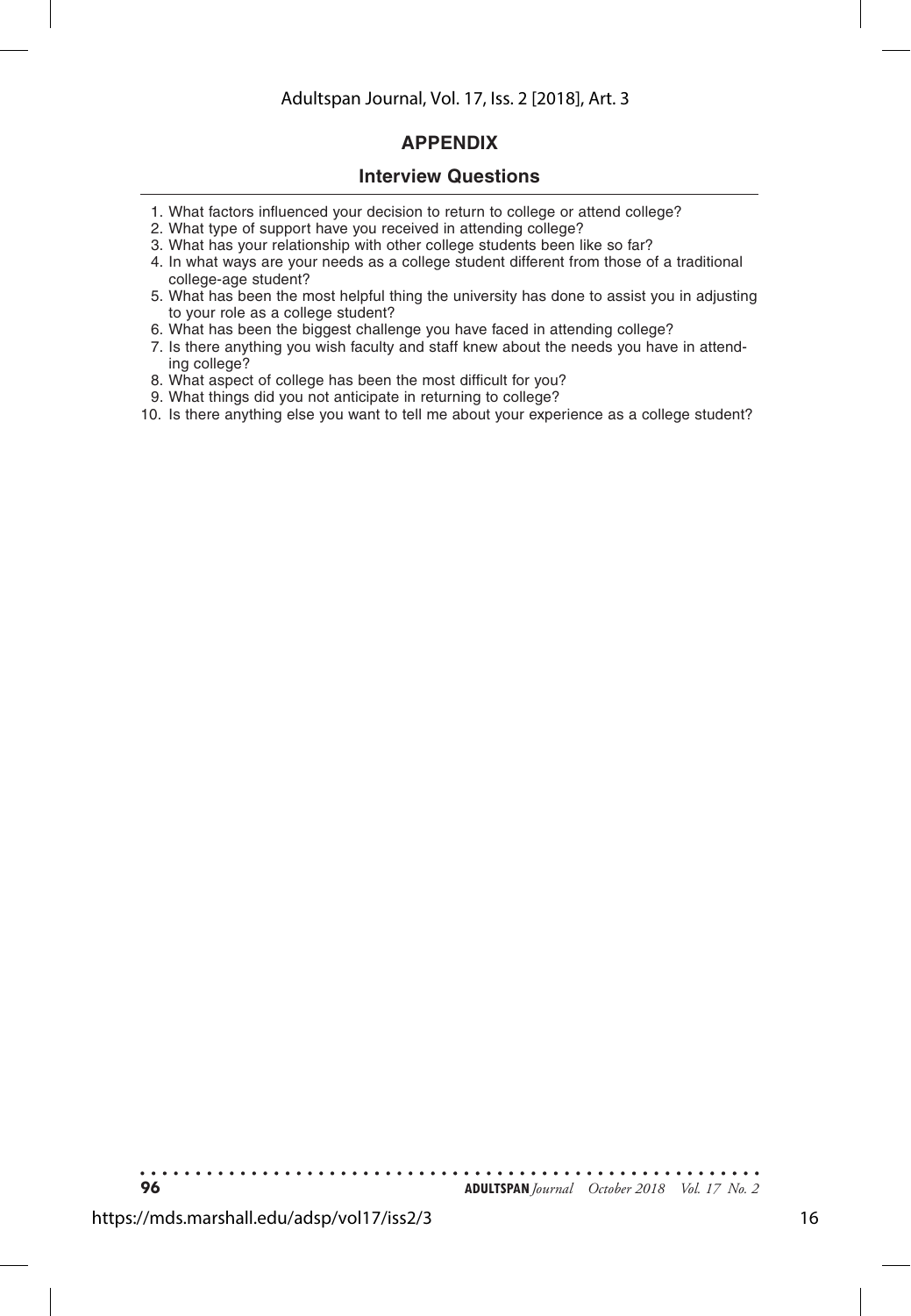## APPENDIX

### Interview Questions

1. What factors influenced your decision to return to college or attend college?
2. What type of support have you received in attending college?
3. What has your relationship with other college students been like so far?
4. In what ways are your needs as a college student different from those of a traditional college-age student?
5. What has been the most helpful thing the university has done to assist you in adjusting to your role as a college student?
6. What has been the biggest challenge you have faced in attending college?
7. Is there anything you wish faculty and staff knew about the needs you have in attending college?
8. What aspect of college has been the most difficult for you?
9. What things did you not anticipate in returning to college?
10. Is there anything else you want to tell me about your experience as a college student?